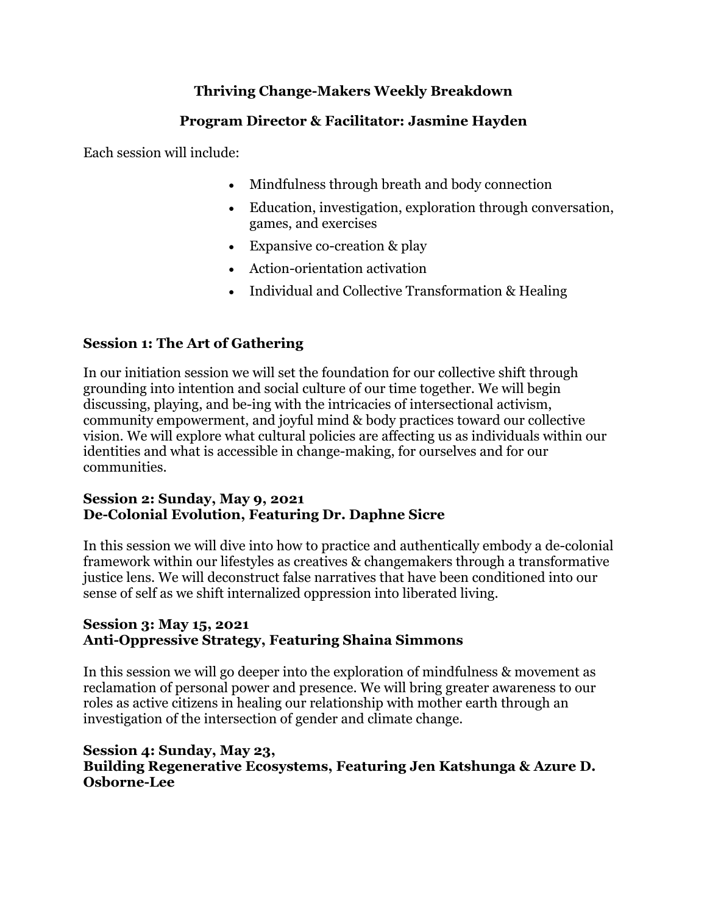# Thriving Change-Makers Weekly Breakdown

## Program Director & Facilitator: Jasmine Hayden

Each session will include:

- Mindfulness through breath and body connection
- Education, investigation, exploration through conversation, games, and exercises
- Expansive co-creation & play
- Action-orientation activation
- Individual and Collective Transformation & Healing

### Session 1: The Art of Gathering

In our initiation session we will set the foundation for our collective shift through grounding into intention and social culture of our time together. We will begin discussing, playing, and be-ing with the intricacies of intersectional activism, community empowerment, and joyful mind & body practices toward our collective vision. We will explore what cultural policies are affecting us as individuals within our identities and what is accessible in change-making, for ourselves and for our communities.

### Session 2: Sunday, May 9, 2021
### De-Colonial Evolution, Featuring Dr. Daphne Sicre

In this session we will dive into how to practice and authentically embody a de-colonial framework within our lifestyles as creatives & changemakers through a transformative justice lens. We will deconstruct false narratives that have been conditioned into our sense of self as we shift internalized oppression into liberated living.

### Session 3: May 15, 2021
### Anti-Oppressive Strategy, Featuring Shaina Simmons

In this session we will go deeper into the exploration of mindfulness & movement as reclamation of personal power and presence. We will bring greater awareness to our roles as active citizens in healing our relationship with mother earth through an investigation of the intersection of gender and climate change.

### Session 4: Sunday, May 23,
### Building Regenerative Ecosystems, Featuring Jen Katshunga & Azure D. Osborne-Lee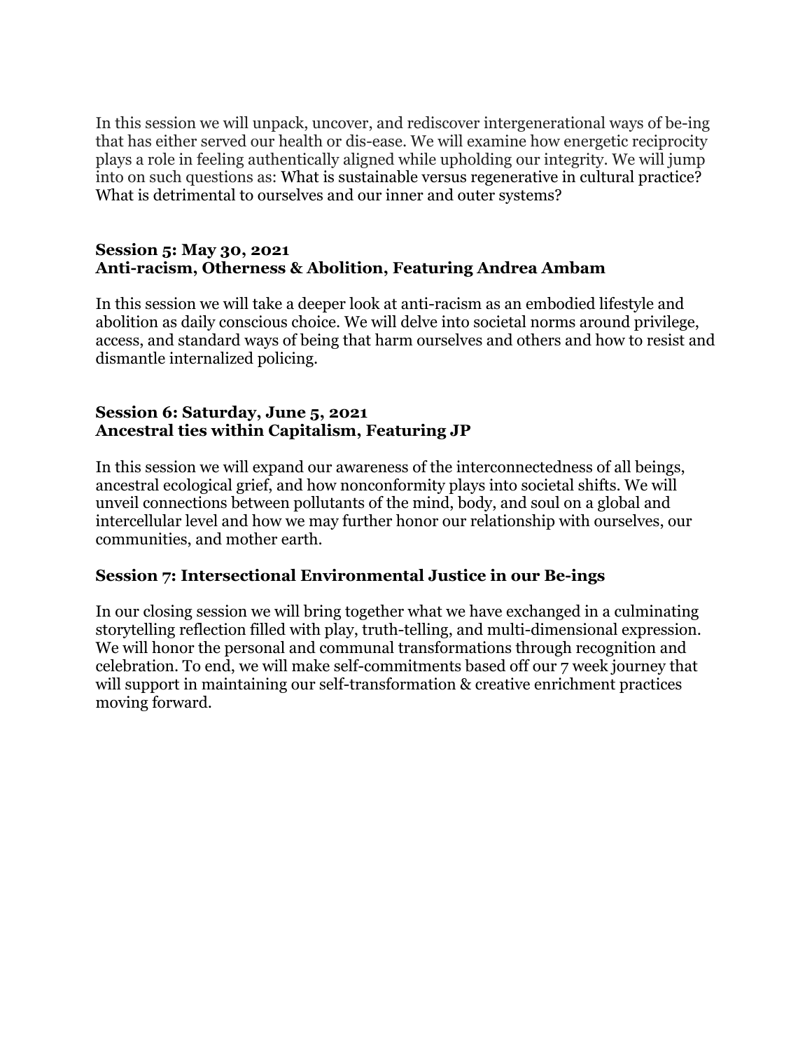In this session we will unpack, uncover, and rediscover intergenerational ways of be-ing that has either served our health or dis-ease. We will examine how energetic reciprocity plays a role in feeling authentically aligned while upholding our integrity. We will jump into on such questions as: What is sustainable versus regenerative in cultural practice? What is detrimental to ourselves and our inner and outer systems?

**Session 5: May 30, 2021**
**Anti-racism, Otherness & Abolition, Featuring Andrea Ambam**

In this session we will take a deeper look at anti-racism as an embodied lifestyle and abolition as daily conscious choice. We will delve into societal norms around privilege, access, and standard ways of being that harm ourselves and others and how to resist and dismantle internalized policing.

**Session 6: Saturday, June 5, 2021**
**Ancestral ties within Capitalism, Featuring JP**

In this session we will expand our awareness of the interconnectedness of all beings, ancestral ecological grief, and how nonconformity plays into societal shifts. We will unveil connections between pollutants of the mind, body, and soul on a global and intercellular level and how we may further honor our relationship with ourselves, our communities, and mother earth.

**Session 7: Intersectional Environmental Justice in our Be-ings**

In our closing session we will bring together what we have exchanged in a culminating storytelling reflection filled with play, truth-telling, and multi-dimensional expression. We will honor the personal and communal transformations through recognition and celebration. To end, we will make self-commitments based off our 7 week journey that will support in maintaining our self-transformation & creative enrichment practices moving forward.